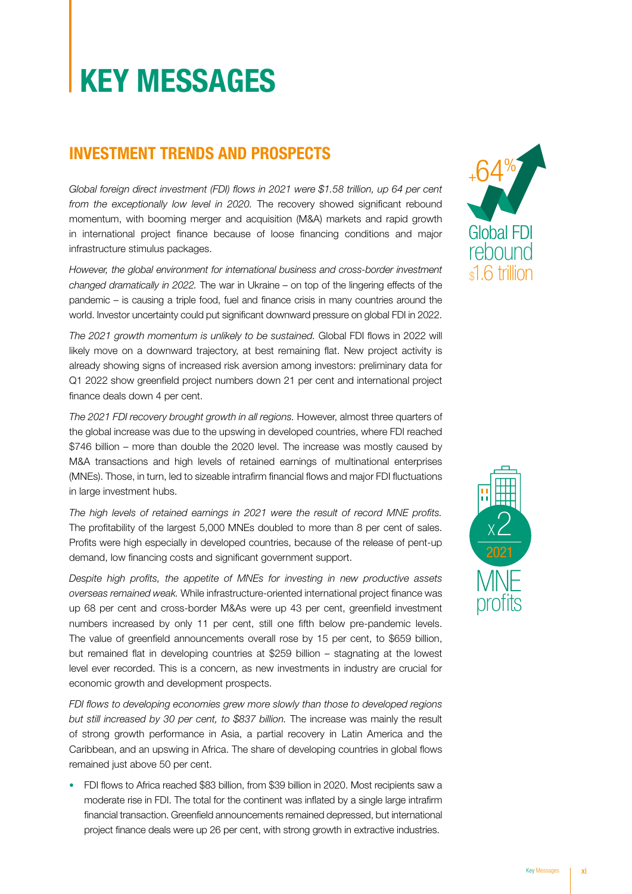# KEY MESSAGES

## INVESTMENT TRENDS AND PROSPECTS

+64% Global FDI rebound $1.6 trillion

*Global foreign direct investment (FDI) flows in 2021 were $1.58 trillion, up 64 per cent from the exceptionally low level in 2020.* The recovery showed significant rebound momentum, with booming merger and acquisition (M&A) markets and rapid growth in international project finance because of loose financing conditions and major infrastructure stimulus packages.

*However, the global environment for international business and cross-border investment changed dramatically in 2022.* The war in Ukraine – on top of the lingering effects of the pandemic – is causing a triple food, fuel and finance crisis in many countries around the world. Investor uncertainty could put significant downward pressure on global FDI in 2022.

*The 2021 growth momentum is unlikely to be sustained.* Global FDI flows in 2022 will likely move on a downward trajectory, at best remaining flat. New project activity is already showing signs of increased risk aversion among investors: preliminary data for Q1 2022 show greenfield project numbers down 21 per cent and international project finance deals down 4 per cent.

*The 2021 FDI recovery brought growth in all regions.* However, almost three quarters of the global increase was due to the upswing in developed countries, where FDI reached $746 billion – more than double the 2020 level. The increase was mostly caused by M&A transactions and high levels of retained earnings of multinational enterprises (MNEs). Those, in turn, led to sizeable intrafirm financial flows and major FDI fluctuations in large investment hubs.

x2 2021 MNE profits

*The high levels of retained earnings in 2021 were the result of record MNE profits.* The profitability of the largest 5,000 MNEs doubled to more than 8 per cent of sales. Profits were high especially in developed countries, because of the release of pent-up demand, low financing costs and significant government support.

*Despite high profits, the appetite of MNEs for investing in new productive assets overseas remained weak.* While infrastructure-oriented international project finance was up 68 per cent and cross-border M&As were up 43 per cent, greenfield investment numbers increased by only 11 per cent, still one fifth below pre-pandemic levels. The value of greenfield announcements overall rose by 15 per cent, to $659 billion, but remained flat in developing countries at $259 billion – stagnating at the lowest level ever recorded. This is a concern, as new investments in industry are crucial for economic growth and development prospects.

*FDI flows to developing economies grew more slowly than those to developed regions but still increased by 30 per cent, to $837 billion.* The increase was mainly the result of strong growth performance in Asia, a partial recovery in Latin America and the Caribbean, and an upswing in Africa. The share of developing countries in global flows remained just above 50 per cent.

- FDI flows to Africa reached $83 billion, from $39 billion in 2020. Most recipients saw a moderate rise in FDI. The total for the continent was inflated by a single large intrafirm financial transaction. Greenfield announcements remained depressed, but international project finance deals were up 26 per cent, with strong growth in extractive industries.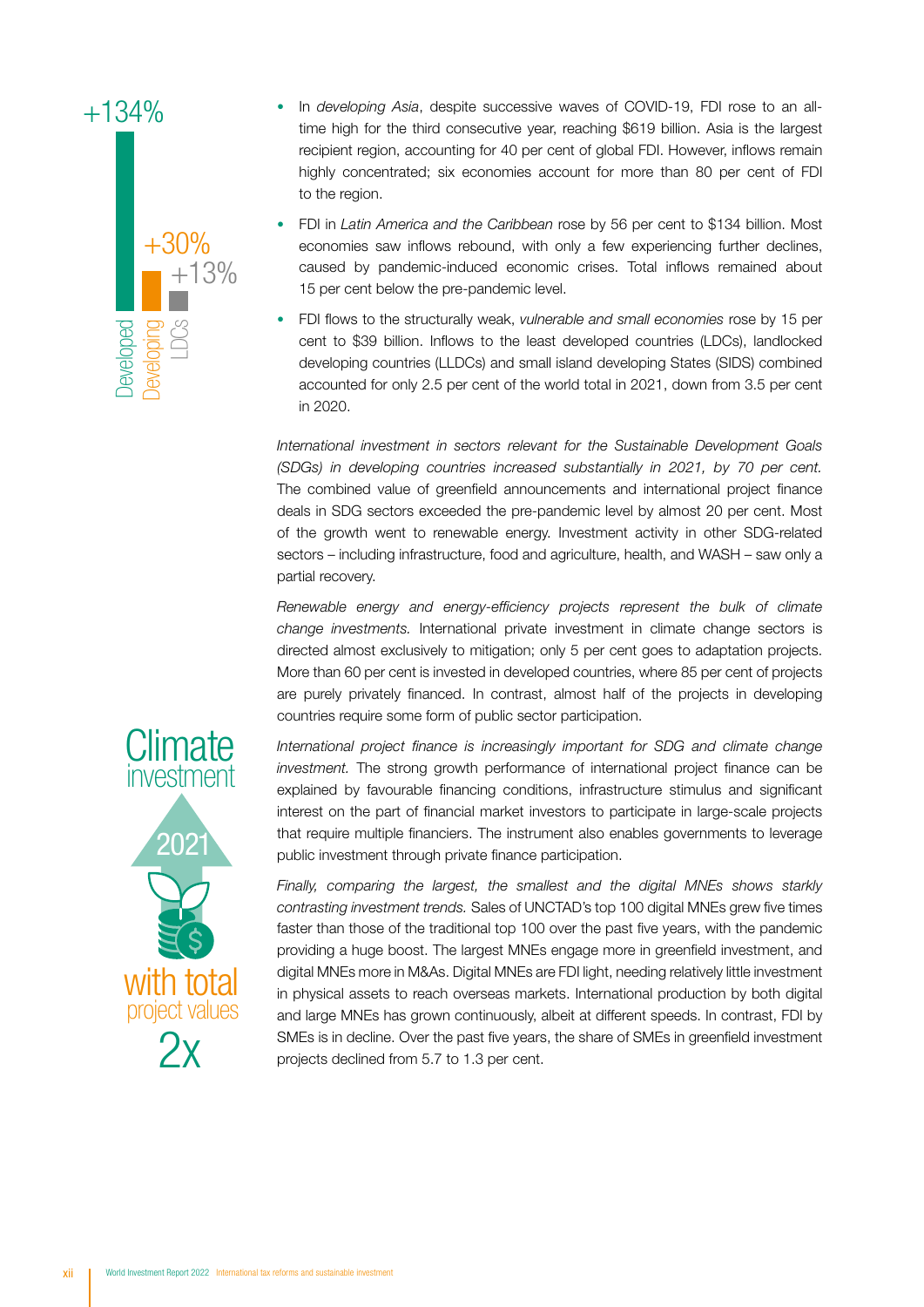+134%

+30%

+13%

Developed

Developing

LDCs

- In *developing Asia*, despite successive waves of COVID-19, FDI rose to an all-time high for the third consecutive year, reaching $619 billion. Asia is the largest recipient region, accounting for 40 per cent of global FDI. However, inflows remain highly concentrated; six economies account for more than 80 per cent of FDI to the region.
- FDI in *Latin America and the Caribbean* rose by 56 per cent to $134 billion. Most economies saw inflows rebound, with only a few experiencing further declines, caused by pandemic-induced economic crises. Total inflows remained about 15 per cent below the pre-pandemic level.
- FDI flows to the structurally weak, *vulnerable and small economies* rose by 15 per cent to $39 billion. Inflows to the least developed countries (LDCs), landlocked developing countries (LLDCs) and small island developing States (SIDS) combined accounted for only 2.5 per cent of the world total in 2021, down from 3.5 per cent in 2020.

*International investment in sectors relevant for the Sustainable Development Goals (SDGs) in developing countries increased substantially in 2021, by 70 per cent.* The combined value of greenfield announcements and international project finance deals in SDG sectors exceeded the pre-pandemic level by almost 20 per cent. Most of the growth went to renewable energy. Investment activity in other SDG-related sectors – including infrastructure, food and agriculture, health, and WASH – saw only a partial recovery.

*Renewable energy and energy-efficiency projects represent the bulk of climate change investments.* International private investment in climate change sectors is directed almost exclusively to mitigation; only 5 per cent goes to adaptation projects. More than 60 per cent is invested in developed countries, where 85 per cent of projects are purely privately financed. In contrast, almost half of the projects in developing countries require some form of public sector participation.

Climate investment

2021

with total project values

2x

*International project finance is increasingly important for SDG and climate change investment.* The strong growth performance of international project finance can be explained by favourable financing conditions, infrastructure stimulus and significant interest on the part of financial market investors to participate in large-scale projects that require multiple financiers. The instrument also enables governments to leverage public investment through private finance participation.

*Finally, comparing the largest, the smallest and the digital MNEs shows starkly contrasting investment trends.* Sales of UNCTAD's top 100 digital MNEs grew five times faster than those of the traditional top 100 over the past five years, with the pandemic providing a huge boost. The largest MNEs engage more in greenfield investment, and digital MNEs more in M&As. Digital MNEs are FDI light, needing relatively little investment in physical assets to reach overseas markets. International production by both digital and large MNEs has grown continuously, albeit at different speeds. In contrast, FDI by SMEs is in decline. Over the past five years, the share of SMEs in greenfield investment projects declined from 5.7 to 1.3 per cent.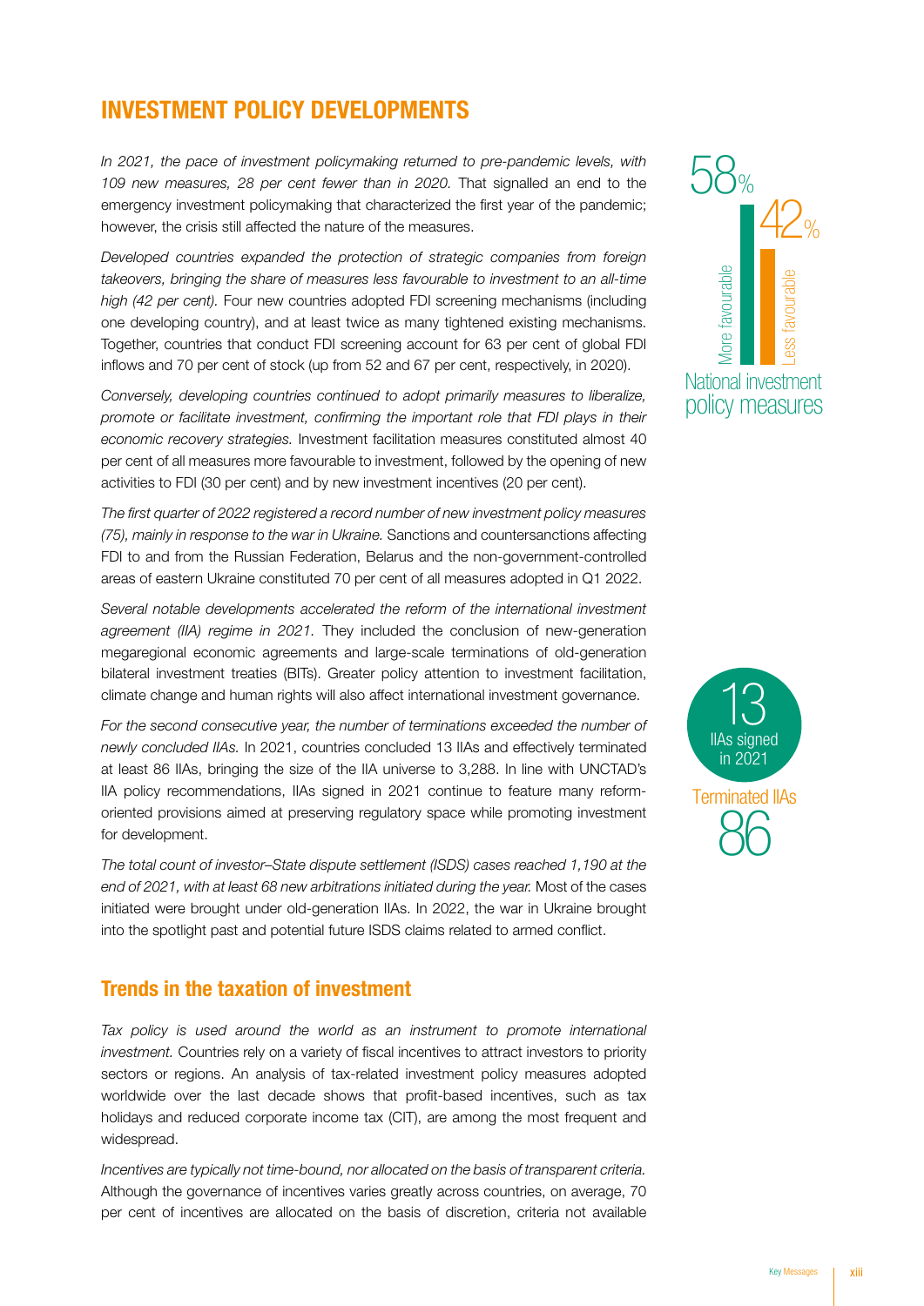## INVESTMENT POLICY DEVELOPMENTS

*In 2021, the pace of investment policymaking returned to pre-pandemic levels, with 109 new measures, 28 per cent fewer than in 2020.* That signalled an end to the emergency investment policymaking that characterized the first year of the pandemic; however, the crisis still affected the nature of the measures.

*Developed countries expanded the protection of strategic companies from foreign takeovers, bringing the share of measures less favourable to investment to an all-time high (42 per cent).* Four new countries adopted FDI screening mechanisms (including one developing country), and at least twice as many tightened existing mechanisms. Together, countries that conduct FDI screening account for 63 per cent of global FDI inflows and 70 per cent of stock (up from 52 and 67 per cent, respectively, in 2020).

*Conversely, developing countries continued to adopt primarily measures to liberalize, promote or facilitate investment, confirming the important role that FDI plays in their economic recovery strategies.* Investment facilitation measures constituted almost 40 per cent of all measures more favourable to investment, followed by the opening of new activities to FDI (30 per cent) and by new investment incentives (20 per cent).

*The first quarter of 2022 registered a record number of new investment policy measures (75), mainly in response to the war in Ukraine.* Sanctions and countersanctions affecting FDI to and from the Russian Federation, Belarus and the non-government-controlled areas of eastern Ukraine constituted 70 per cent of all measures adopted in Q1 2022.

*Several notable developments accelerated the reform of the international investment agreement (IIA) regime in 2021.* They included the conclusion of new-generation megaregional economic agreements and large-scale terminations of old-generation bilateral investment treaties (BITs). Greater policy attention to investment facilitation, climate change and human rights will also affect international investment governance.

*For the second consecutive year, the number of terminations exceeded the number of newly concluded IIAs.* In 2021, countries concluded 13 IIAs and effectively terminated at least 86 IIAs, bringing the size of the IIA universe to 3,288. In line with UNCTAD's IIA policy recommendations, IIAs signed in 2021 continue to feature many reform-oriented provisions aimed at preserving regulatory space while promoting investment for development.

*The total count of investor–State dispute settlement (ISDS) cases reached 1,190 at the end of 2021, with at least 68 new arbitrations initiated during the year.* Most of the cases initiated were brought under old-generation IIAs. In 2022, the war in Ukraine brought into the spotlight past and potential future ISDS claims related to armed conflict.

58% More favourable

42% Less favourable

National investment policy measures

13 IIAs signed in 2021

Terminated IIAs 86

### Trends in the taxation of investment

*Tax policy is used around the world as an instrument to promote international investment.* Countries rely on a variety of fiscal incentives to attract investors to priority sectors or regions. An analysis of tax-related investment policy measures adopted worldwide over the last decade shows that profit-based incentives, such as tax holidays and reduced corporate income tax (CIT), are among the most frequent and widespread.

*Incentives are typically not time-bound, nor allocated on the basis of transparent criteria.* Although the governance of incentives varies greatly across countries, on average, 70 per cent of incentives are allocated on the basis of discretion, criteria not available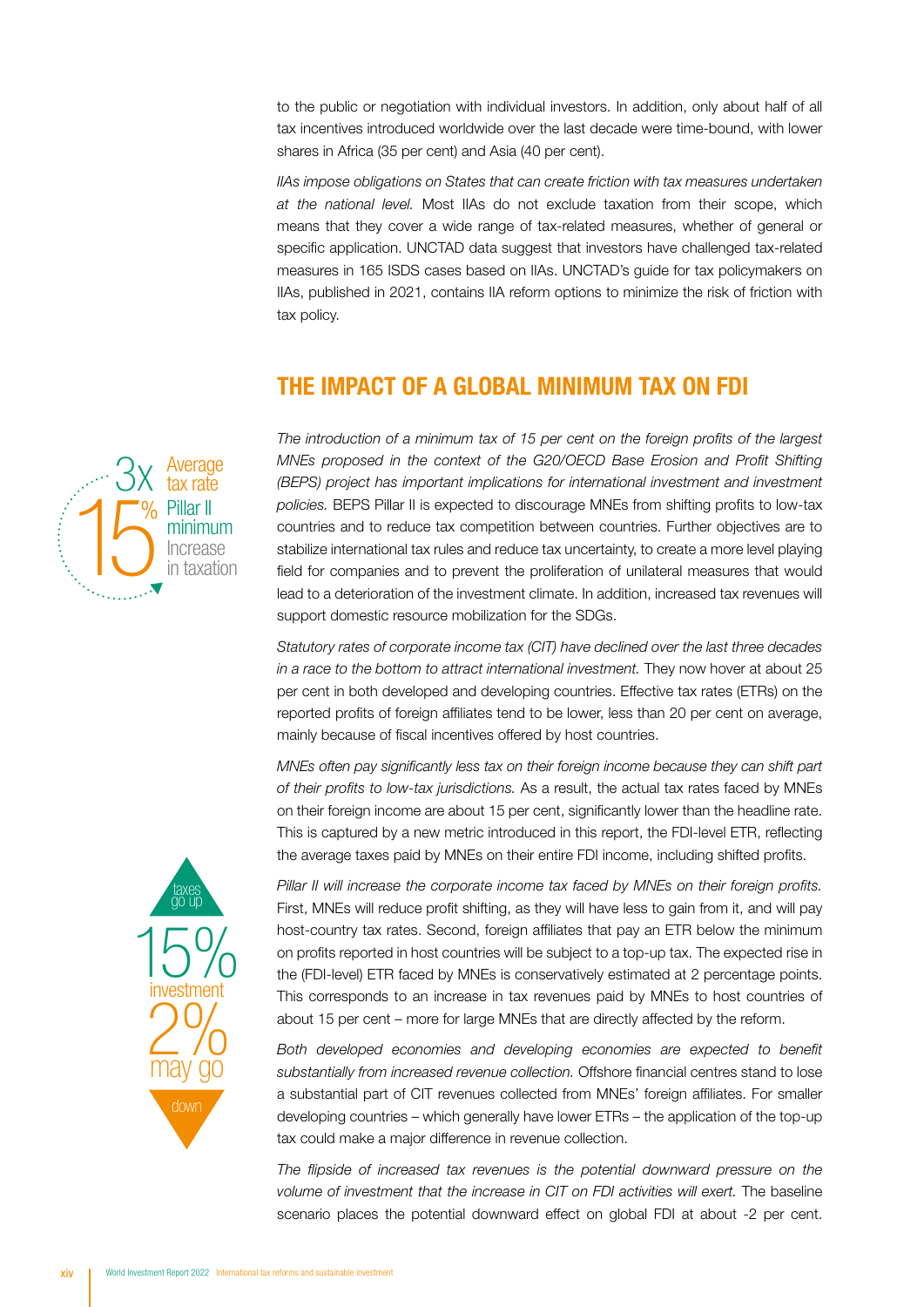to the public or negotiation with individual investors. In addition, only about half of all tax incentives introduced worldwide over the last decade were time-bound, with lower shares in Africa (35 per cent) and Asia (40 per cent).

*IIAs impose obligations on States that can create friction with tax measures undertaken at the national level.* Most IIAs do not exclude taxation from their scope, which means that they cover a wide range of tax-related measures, whether of general or specific application. UNCTAD data suggest that investors have challenged tax-related measures in 165 ISDS cases based on IIAs. UNCTAD's guide for tax policymakers on IIAs, published in 2021, contains IIA reform options to minimize the risk of friction with tax policy.

## THE IMPACT OF A GLOBAL MINIMUM TAX ON FDI

3x Average tax rate
15% Pillar II minimum
Increase in taxation

*The introduction of a minimum tax of 15 per cent on the foreign profits of the largest MNEs proposed in the context of the G20/OECD Base Erosion and Profit Shifting (BEPS) project has important implications for international investment and investment policies.* BEPS Pillar II is expected to discourage MNEs from shifting profits to low-tax countries and to reduce tax competition between countries. Further objectives are to stabilize international tax rules and reduce tax uncertainty, to create a more level playing field for companies and to prevent the proliferation of unilateral measures that would lead to a deterioration of the investment climate. In addition, increased tax revenues will support domestic resource mobilization for the SDGs.

*Statutory rates of corporate income tax (CIT) have declined over the last three decades in a race to the bottom to attract international investment.* They now hover at about 25 per cent in both developed and developing countries. Effective tax rates (ETRs) on the reported profits of foreign affiliates tend to be lower, less than 20 per cent on average, mainly because of fiscal incentives offered by host countries.

*MNEs often pay significantly less tax on their foreign income because they can shift part of their profits to low-tax jurisdictions.* As a result, the actual tax rates faced by MNEs on their foreign income are about 15 per cent, significantly lower than the headline rate. This is captured by a new metric introduced in this report, the FDI-level ETR, reflecting the average taxes paid by MNEs on their entire FDI income, including shifted profits.

taxes go up
15%
investment
2%
may go down

*Pillar II will increase the corporate income tax faced by MNEs on their foreign profits.* First, MNEs will reduce profit shifting, as they will have less to gain from it, and will pay host-country tax rates. Second, foreign affiliates that pay an ETR below the minimum on profits reported in host countries will be subject to a top-up tax. The expected rise in the (FDI-level) ETR faced by MNEs is conservatively estimated at 2 percentage points. This corresponds to an increase in tax revenues paid by MNEs to host countries of about 15 per cent – more for large MNEs that are directly affected by the reform.

*Both developed economies and developing economies are expected to benefit substantially from increased revenue collection.* Offshore financial centres stand to lose a substantial part of CIT revenues collected from MNEs' foreign affiliates. For smaller developing countries – which generally have lower ETRs – the application of the top-up tax could make a major difference in revenue collection.

*The flipside of increased tax revenues is the potential downward pressure on the volume of investment that the increase in CIT on FDI activities will exert.* The baseline scenario places the potential downward effect on global FDI at about -2 per cent.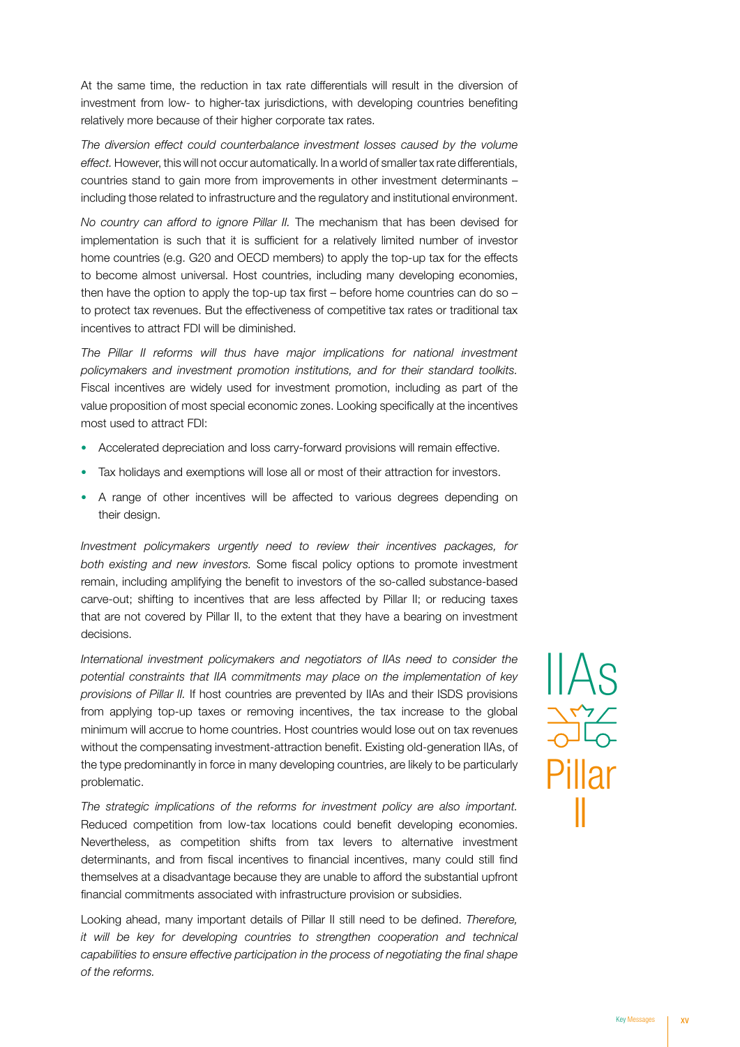At the same time, the reduction in tax rate differentials will result in the diversion of investment from low- to higher-tax jurisdictions, with developing countries benefiting relatively more because of their higher corporate tax rates.

*The diversion effect could counterbalance investment losses caused by the volume effect.* However, this will not occur automatically. In a world of smaller tax rate differentials, countries stand to gain more from improvements in other investment determinants – including those related to infrastructure and the regulatory and institutional environment.

*No country can afford to ignore Pillar II.* The mechanism that has been devised for implementation is such that it is sufficient for a relatively limited number of investor home countries (e.g. G20 and OECD members) to apply the top-up tax for the effects to become almost universal. Host countries, including many developing economies, then have the option to apply the top-up tax first – before home countries can do so – to protect tax revenues. But the effectiveness of competitive tax rates or traditional tax incentives to attract FDI will be diminished.

*The Pillar II reforms will thus have major implications for national investment policymakers and investment promotion institutions, and for their standard toolkits.* Fiscal incentives are widely used for investment promotion, including as part of the value proposition of most special economic zones. Looking specifically at the incentives most used to attract FDI:

- Accelerated depreciation and loss carry-forward provisions will remain effective.
- Tax holidays and exemptions will lose all or most of their attraction for investors.
- A range of other incentives will be affected to various degrees depending on their design.

*Investment policymakers urgently need to review their incentives packages, for both existing and new investors.* Some fiscal policy options to promote investment remain, including amplifying the benefit to investors of the so-called substance-based carve-out; shifting to incentives that are less affected by Pillar II; or reducing taxes that are not covered by Pillar II, to the extent that they have a bearing on investment decisions.

*International investment policymakers and negotiators of IIAs need to consider the potential constraints that IIA commitments may place on the implementation of key provisions of Pillar II.* If host countries are prevented by IIAs and their ISDS provisions from applying top-up taxes or removing incentives, the tax increase to the global minimum will accrue to home countries. Host countries would lose out on tax revenues without the compensating investment-attraction benefit. Existing old-generation IIAs, of the type predominantly in force in many developing countries, are likely to be particularly problematic.

*The strategic implications of the reforms for investment policy are also important.* Reduced competition from low-tax locations could benefit developing economies. Nevertheless, as competition shifts from tax levers to alternative investment determinants, and from fiscal incentives to financial incentives, many could still find themselves at a disadvantage because they are unable to afford the substantial upfront financial commitments associated with infrastructure provision or subsidies.

Looking ahead, many important details of Pillar II still need to be defined. *Therefore, it will be key for developing countries to strengthen cooperation and technical capabilities to ensure effective participation in the process of negotiating the final shape of the reforms.*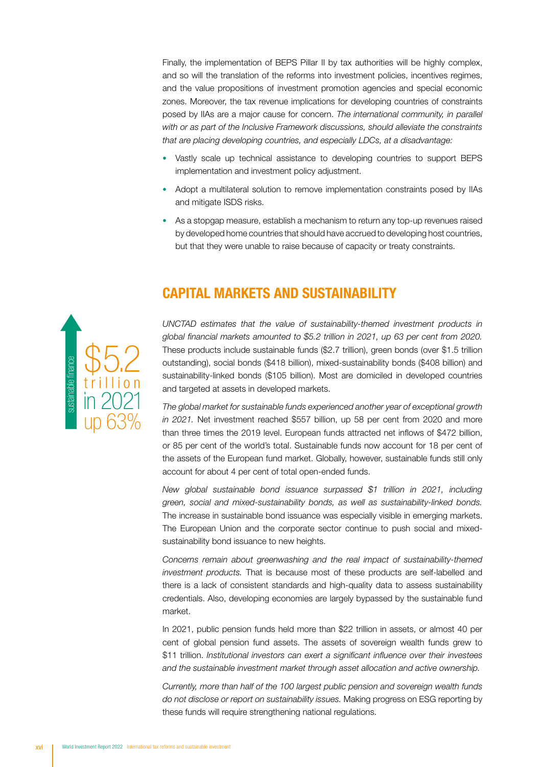Finally, the implementation of BEPS Pillar II by tax authorities will be highly complex, and so will the translation of the reforms into investment policies, incentives regimes, and the value propositions of investment promotion agencies and special economic zones. Moreover, the tax revenue implications for developing countries of constraints posed by IIAs are a major cause for concern. *The international community, in parallel with or as part of the Inclusive Framework discussions, should alleviate the constraints that are placing developing countries, and especially LDCs, at a disadvantage:*

- Vastly scale up technical assistance to developing countries to support BEPS implementation and investment policy adjustment.
- Adopt a multilateral solution to remove implementation constraints posed by IIAs and mitigate ISDS risks.
- As a stopgap measure, establish a mechanism to return any top-up revenues raised by developed home countries that should have accrued to developing host countries, but that they were unable to raise because of capacity or treaty constraints.

## CAPITAL MARKETS AND SUSTAINABILITY

sustainable finance
$5.2 trillion in 2021 up 63%

*UNCTAD estimates that the value of sustainability-themed investment products in global financial markets amounted to $5.2 trillion in 2021, up 63 per cent from 2020.* These products include sustainable funds ($2.7 trillion), green bonds (over $1.5 trillion outstanding), social bonds ($418 billion), mixed-sustainability bonds ($408 billion) and sustainability-linked bonds ($105 billion). Most are domiciled in developed countries and targeted at assets in developed markets.

*The global market for sustainable funds experienced another year of exceptional growth in 2021.* Net investment reached $557 billion, up 58 per cent from 2020 and more than three times the 2019 level. European funds attracted net inflows of $472 billion, or 85 per cent of the world's total. Sustainable funds now account for 18 per cent of the assets of the European fund market. Globally, however, sustainable funds still only account for about 4 per cent of total open-ended funds.

*New global sustainable bond issuance surpassed $1 trillion in 2021, including green, social and mixed-sustainability bonds, as well as sustainability-linked bonds.* The increase in sustainable bond issuance was especially visible in emerging markets. The European Union and the corporate sector continue to push social and mixed-sustainability bond issuance to new heights.

*Concerns remain about greenwashing and the real impact of sustainability-themed investment products.* That is because most of these products are self-labelled and there is a lack of consistent standards and high-quality data to assess sustainability credentials. Also, developing economies are largely bypassed by the sustainable fund market.

In 2021, public pension funds held more than $22 trillion in assets, or almost 40 per cent of global pension fund assets. The assets of sovereign wealth funds grew to $11 trillion. *Institutional investors can exert a significant influence over their investees and the sustainable investment market through asset allocation and active ownership.*

*Currently, more than half of the 100 largest public pension and sovereign wealth funds do not disclose or report on sustainability issues.* Making progress on ESG reporting by these funds will require strengthening national regulations.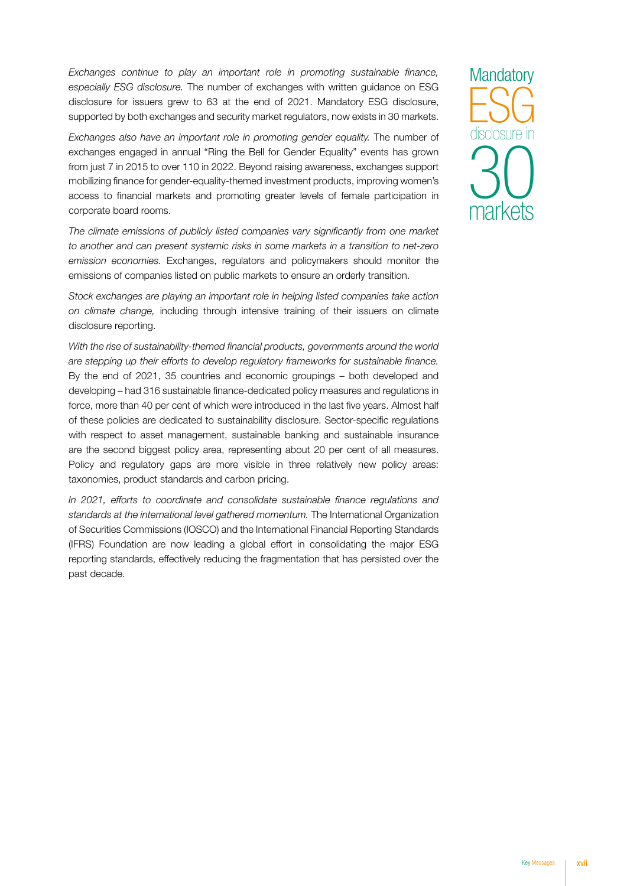*Exchanges continue to play an important role in promoting sustainable finance, especially ESG disclosure.* The number of exchanges with written guidance on ESG disclosure for issuers grew to 63 at the end of 2021. Mandatory ESG disclosure, supported by both exchanges and security market regulators, now exists in 30 markets.

Mandatory ESG disclosure in 30 markets

*Exchanges also have an important role in promoting gender equality.* The number of exchanges engaged in annual "Ring the Bell for Gender Equality" events has grown from just 7 in 2015 to over 110 in 2022. Beyond raising awareness, exchanges support mobilizing finance for gender-equality-themed investment products, improving women's access to financial markets and promoting greater levels of female participation in corporate board rooms.

*The climate emissions of publicly listed companies vary significantly from one market to another and can present systemic risks in some markets in a transition to net-zero emission economies.* Exchanges, regulators and policymakers should monitor the emissions of companies listed on public markets to ensure an orderly transition.

*Stock exchanges are playing an important role in helping listed companies take action on climate change,* including through intensive training of their issuers on climate disclosure reporting.

*With the rise of sustainability-themed financial products, governments around the world are stepping up their efforts to develop regulatory frameworks for sustainable finance.* By the end of 2021, 35 countries and economic groupings – both developed and developing – had 316 sustainable finance-dedicated policy measures and regulations in force, more than 40 per cent of which were introduced in the last five years. Almost half of these policies are dedicated to sustainability disclosure. Sector-specific regulations with respect to asset management, sustainable banking and sustainable insurance are the second biggest policy area, representing about 20 per cent of all measures. Policy and regulatory gaps are more visible in three relatively new policy areas: taxonomies, product standards and carbon pricing.

*In 2021, efforts to coordinate and consolidate sustainable finance regulations and standards at the international level gathered momentum.* The International Organization of Securities Commissions (IOSCO) and the International Financial Reporting Standards (IFRS) Foundation are now leading a global effort in consolidating the major ESG reporting standards, effectively reducing the fragmentation that has persisted over the past decade.